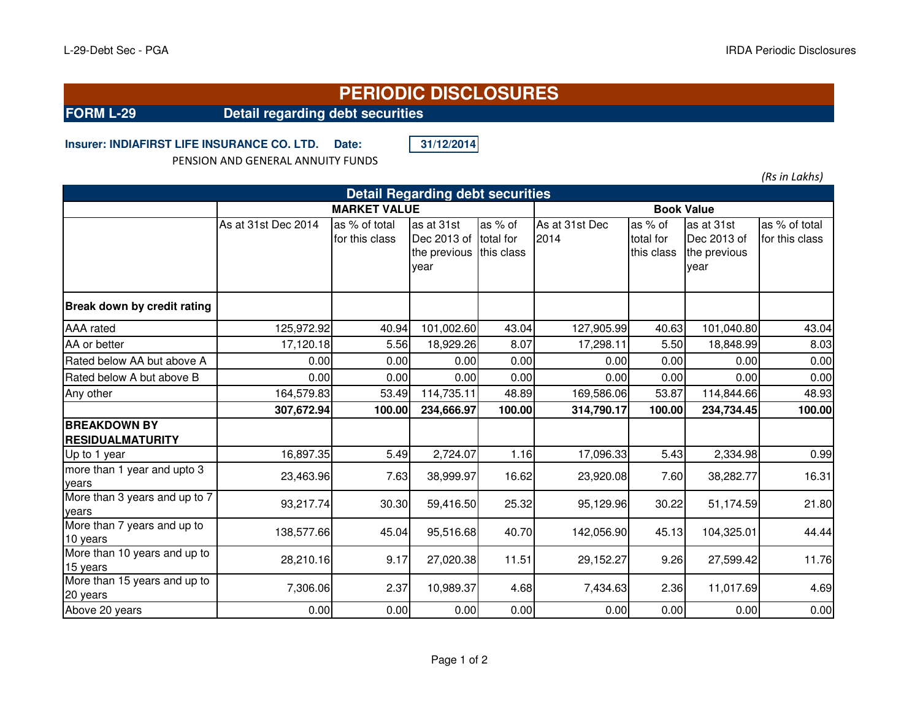# PERIODIC DISCLOSURES

**FORM L-29** **Detail regarding debt securities**

**Insurer: INDIAFIRST LIFE INSURANCE CO. LTD.** **Date:** **31/12/2014**

PENSION AND GENERAL ANNUITY FUNDS

*(Rs in Lakhs)*

| Detail Regarding debt securities | MARKET VALUE | | | | Book Value | | | |
|---|---|---|---|---|---|---|---|---|
| | As at 31st Dec 2014 | as % of total for this class | as at 31st Dec 2013 of the previous year | as % of total for this class | As at 31st Dec 2014 | as % of total for this class | as at 31st Dec 2013 of the previous year | as % of total for this class |
| **Break down by credit rating** | | | | | | | | |
| AAA rated | 125,972.92 | 40.94 | 101,002.60 | 43.04 | 127,905.99 | 40.63 | 101,040.80 | 43.04 |
| AA or better | 17,120.18 | 5.56 | 18,929.26 | 8.07 | 17,298.11 | 5.50 | 18,848.99 | 8.03 |
| Rated below AA but above A | 0.00 | 0.00 | 0.00 | 0.00 | 0.00 | 0.00 | 0.00 | 0.00 |
| Rated below A but above B | 0.00 | 0.00 | 0.00 | 0.00 | 0.00 | 0.00 | 0.00 | 0.00 |
| Any other | 164,579.83 | 53.49 | 114,735.11 | 48.89 | 169,586.06 | 53.87 | 114,844.66 | 48.93 |
| | **307,672.94** | **100.00** | **234,666.97** | **100.00** | **314,790.17** | **100.00** | **234,734.45** | **100.00** |
| **BREAKDOWN BY RESIDUALMATURITY** | | | | | | | | |
| Up to 1 year | 16,897.35 | 5.49 | 2,724.07 | 1.16 | 17,096.33 | 5.43 | 2,334.98 | 0.99 |
| more than 1 year and upto 3 years | 23,463.96 | 7.63 | 38,999.97 | 16.62 | 23,920.08 | 7.60 | 38,282.77 | 16.31 |
| More than 3 years and up to 7 years | 93,217.74 | 30.30 | 59,416.50 | 25.32 | 95,129.96 | 30.22 | 51,174.59 | 21.80 |
| More than 7 years and up to 10 years | 138,577.66 | 45.04 | 95,516.68 | 40.70 | 142,056.90 | 45.13 | 104,325.01 | 44.44 |
| More than 10 years and up to 15 years | 28,210.16 | 9.17 | 27,020.38 | 11.51 | 29,152.27 | 9.26 | 27,599.42 | 11.76 |
| More than 15 years and up to 20 years | 7,306.06 | 2.37 | 10,989.37 | 4.68 | 7,434.63 | 2.36 | 11,017.69 | 4.69 |
| Above 20 years | 0.00 | 0.00 | 0.00 | 0.00 | 0.00 | 0.00 | 0.00 | 0.00 |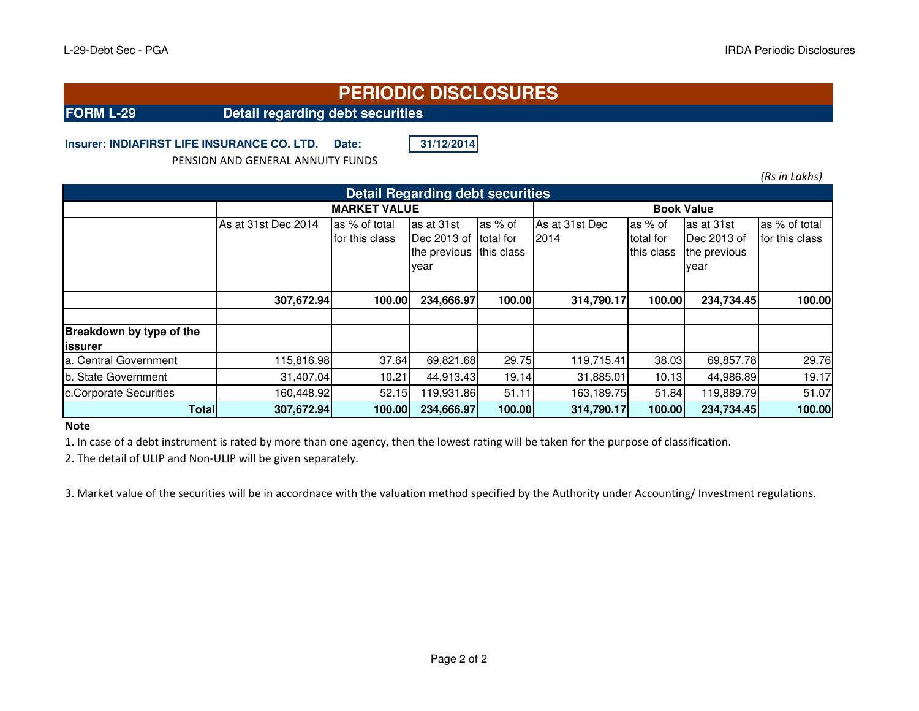# PERIODIC DISCLOSURES

## FORM L-29 Detail regarding debt securities

**Insurer: INDIAFIRST LIFE INSURANCE CO. LTD.** **Date:** **31/12/2014**

PENSION AND GENERAL ANNUITY FUNDS

*(Rs in Lakhs)*

| Detail Regarding debt securities | MARKET VALUE | | | | Book Value | | | |
|---|---|---|---|---|---|---|---|---|
| | As at 31st Dec 2014 | as % of total for this class | as at 31st Dec 2013 of the previous year | as % of total for this class | As at 31st Dec 2014 | as % of total for this class | as at 31st Dec 2013 of the previous year | as % of total for this class |
| | **307,672.94** | **100.00** | **234,666.97** | **100.00** | **314,790.17** | **100.00** | **234,734.45** | **100.00** |
| | | | | | | | | |
| **Breakdown by type of the issurer** | | | | | | | | |
| a. Central Government | 115,816.98 | 37.64 | 69,821.68 | 29.75 | 119,715.41 | 38.03 | 69,857.78 | 29.76 |
| b. State Government | 31,407.04 | 10.21 | 44,913.43 | 19.14 | 31,885.01 | 10.13 | 44,986.89 | 19.17 |
| c.Corporate Securities | 160,448.92 | 52.15 | 119,931.86 | 51.11 | 163,189.75 | 51.84 | 119,889.79 | 51.07 |
| **Total** | **307,672.94** | **100.00** | **234,666.97** | **100.00** | **314,790.17** | **100.00** | **234,734.45** | **100.00** |

**Note**

1. In case of a debt instrument is rated by more than one agency, then the lowest rating will be taken for the purpose of classification.
2. The detail of ULIP and Non-ULIP will be given separately.
3. Market value of the securities will be in accordnace with the valuation method specified by the Authority under Accounting/ Investment regulations.